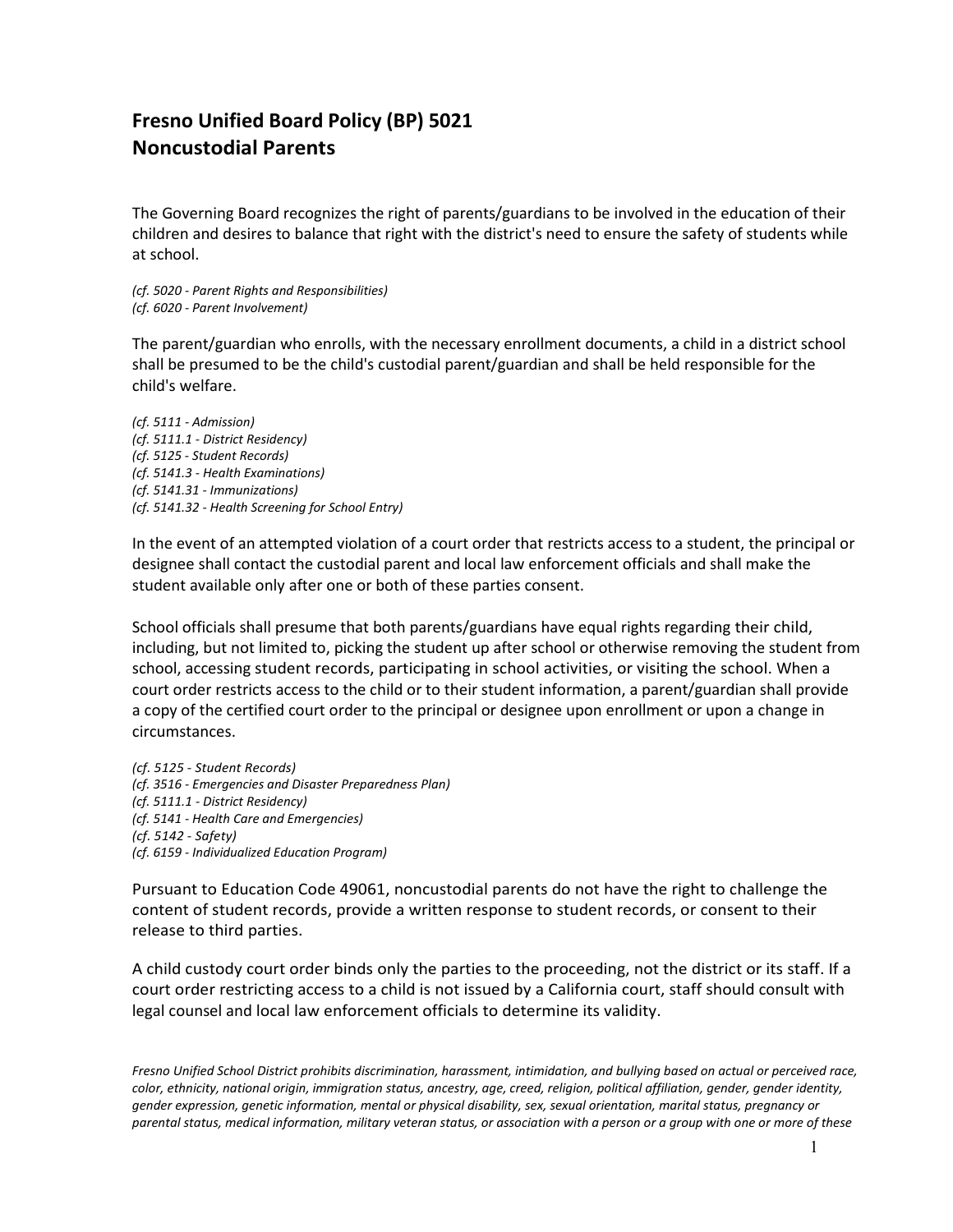# Fresno Unified Board Policy (BP) 5021
# Noncustodial Parents

The Governing Board recognizes the right of parents/guardians to be involved in the education of their children and desires to balance that right with the district's need to ensure the safety of students while at school.

*(cf. 5020 - Parent Rights and Responsibilities)*
*(cf. 6020 - Parent Involvement)*

The parent/guardian who enrolls, with the necessary enrollment documents, a child in a district school shall be presumed to be the child's custodial parent/guardian and shall be held responsible for the child's welfare.

*(cf. 5111 - Admission)*
*(cf. 5111.1 - District Residency)*
*(cf. 5125 - Student Records)*
*(cf. 5141.3 - Health Examinations)*
*(cf. 5141.31 - Immunizations)*
*(cf. 5141.32 - Health Screening for School Entry)*

In the event of an attempted violation of a court order that restricts access to a student, the principal or designee shall contact the custodial parent and local law enforcement officials and shall make the student available only after one or both of these parties consent.

School officials shall presume that both parents/guardians have equal rights regarding their child, including, but not limited to, picking the student up after school or otherwise removing the student from school, accessing student records, participating in school activities, or visiting the school. When a court order restricts access to the child or to their student information, a parent/guardian shall provide a copy of the certified court order to the principal or designee upon enrollment or upon a change in circumstances.

*(cf. 5125 - Student Records)*
*(cf. 3516 - Emergencies and Disaster Preparedness Plan)*
*(cf. 5111.1 - District Residency)*
*(cf. 5141 - Health Care and Emergencies)*
*(cf. 5142 - Safety)*
*(cf. 6159 - Individualized Education Program)*

Pursuant to Education Code 49061, noncustodial parents do not have the right to challenge the content of student records, provide a written response to student records, or consent to their release to third parties.

A child custody court order binds only the parties to the proceeding, not the district or its staff. If a court order restricting access to a child is not issued by a California court, staff should consult with legal counsel and local law enforcement officials to determine its validity.

*Fresno Unified School District prohibits discrimination, harassment, intimidation, and bullying based on actual or perceived race, color, ethnicity, national origin, immigration status, ancestry, age, creed, religion, political affiliation, gender, gender identity, gender expression, genetic information, mental or physical disability, sex, sexual orientation, marital status, pregnancy or parental status, medical information, military veteran status, or association with a person or a group with one or more of these*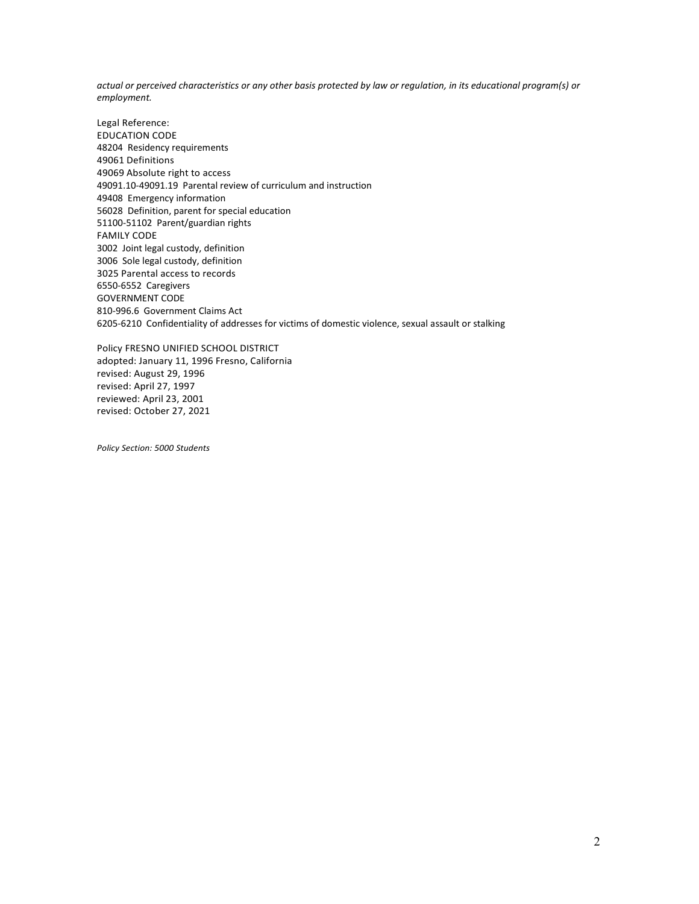*actual or perceived characteristics or any other basis protected by law or regulation, in its educational program(s) or employment.*

Legal Reference:
EDUCATION CODE
48204 Residency requirements
49061 Definitions
49069 Absolute right to access
49091.10-49091.19 Parental review of curriculum and instruction
49408 Emergency information
56028 Definition, parent for special education
51100-51102 Parent/guardian rights
FAMILY CODE
3002 Joint legal custody, definition
3006 Sole legal custody, definition
3025 Parental access to records
6550-6552 Caregivers
GOVERNMENT CODE
810-996.6 Government Claims Act
6205-6210 Confidentiality of addresses for victims of domestic violence, sexual assault or stalking

Policy FRESNO UNIFIED SCHOOL DISTRICT
adopted: January 11, 1996 Fresno, California
revised: August 29, 1996
revised: April 27, 1997
reviewed: April 23, 2001
revised: October 27, 2021

*Policy Section: 5000 Students*